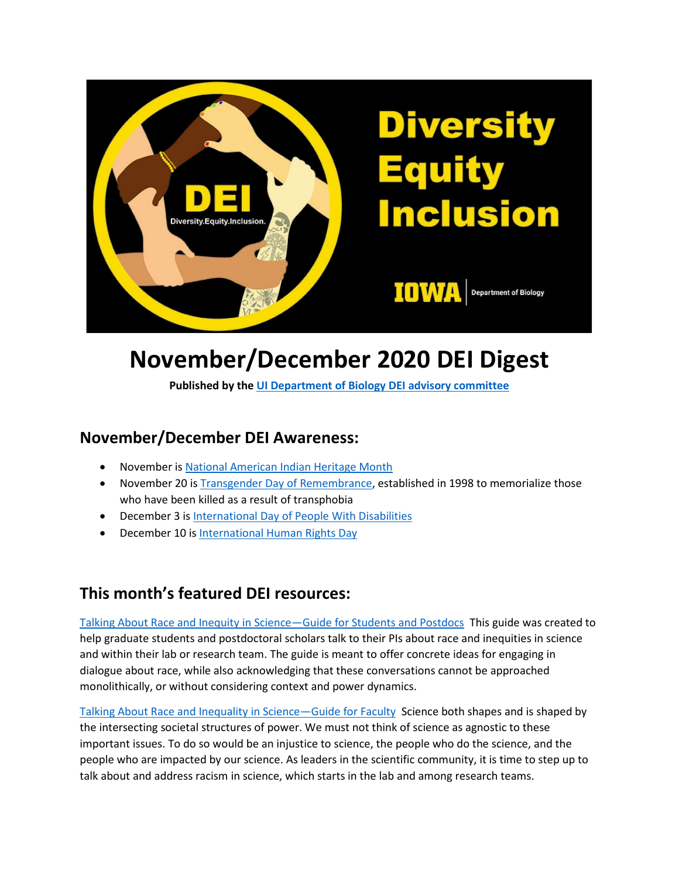# November/December 2020 DEI Digest

**Published by the UI Department of Biology DEI advisory committee**

## November/December DEI Awareness:

- November is National American Indian Heritage Month
- November 20 is Transgender Day of Remembrance, established in 1998 to memorialize those who have been killed as a result of transphobia
- December 3 is International Day of People With Disabilities
- December 10 is International Human Rights Day

## This month's featured DEI resources:

Talking About Race and Inequity in Science—Guide for Students and Postdocs This guide was created to help graduate students and postdoctoral scholars talk to their PIs about race and inequities in science and within their lab or research team. The guide is meant to offer concrete ideas for engaging in dialogue about race, while also acknowledging that these conversations cannot be approached monolithically, or without considering context and power dynamics.

Talking About Race and Inequality in Science—Guide for Faculty Science both shapes and is shaped by the intersecting societal structures of power. We must not think of science as agnostic to these important issues. To do so would be an injustice to science, the people who do the science, and the people who are impacted by our science. As leaders in the scientific community, it is time to step up to talk about and address racism in science, which starts in the lab and among research teams.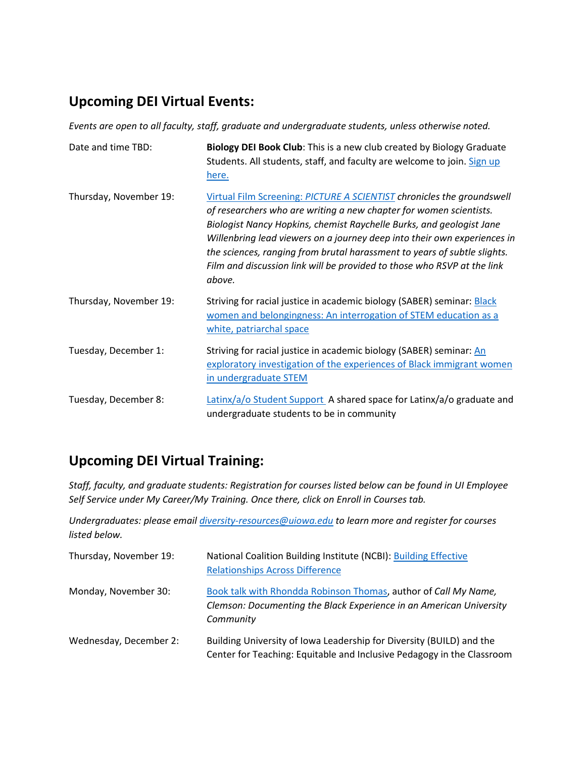## Upcoming DEI Virtual Events:

*Events are open to all faculty, staff, graduate and undergraduate students, unless otherwise noted.*

| | |
|---|---|
| Date and time TBD: | **Biology DEI Book Club**: This is a new club created by Biology Graduate Students. All students, staff, and faculty are welcome to join. Sign up here. |
| Thursday, November 19: | Virtual Film Screening: *PICTURE A SCIENTIST* *chronicles the groundswell of researchers who are writing a new chapter for women scientists. Biologist Nancy Hopkins, chemist Raychelle Burks, and geologist Jane Willenbring lead viewers on a journey deep into their own experiences in the sciences, ranging from brutal harassment to years of subtle slights. Film and discussion link will be provided to those who RSVP at the link above.* |
| Thursday, November 19: | Striving for racial justice in academic biology (SABER) seminar: Black women and belongingness: An interrogation of STEM education as a white, patriarchal space |
| Tuesday, December 1: | Striving for racial justice in academic biology (SABER) seminar: An exploratory investigation of the experiences of Black immigrant women in undergraduate STEM |
| Tuesday, December 8: | Latinx/a/o Student Support A shared space for Latinx/a/o graduate and undergraduate students to be in community |

## Upcoming DEI Virtual Training:

*Staff, faculty, and graduate students: Registration for courses listed below can be found in UI Employee Self Service under My Career/My Training. Once there, click on Enroll in Courses tab.*

*Undergraduates: please email diversity-resources@uiowa.edu to learn more and register for courses listed below.*

| | |
|---|---|
| Thursday, November 19: | National Coalition Building Institute (NCBI): Building Effective Relationships Across Difference |
| Monday, November 30: | Book talk with Rhondda Robinson Thomas, author of *Call My Name, Clemson: Documenting the Black Experience in an American University Community* |
| Wednesday, December 2: | Building University of Iowa Leadership for Diversity (BUILD) and the Center for Teaching: Equitable and Inclusive Pedagogy in the Classroom |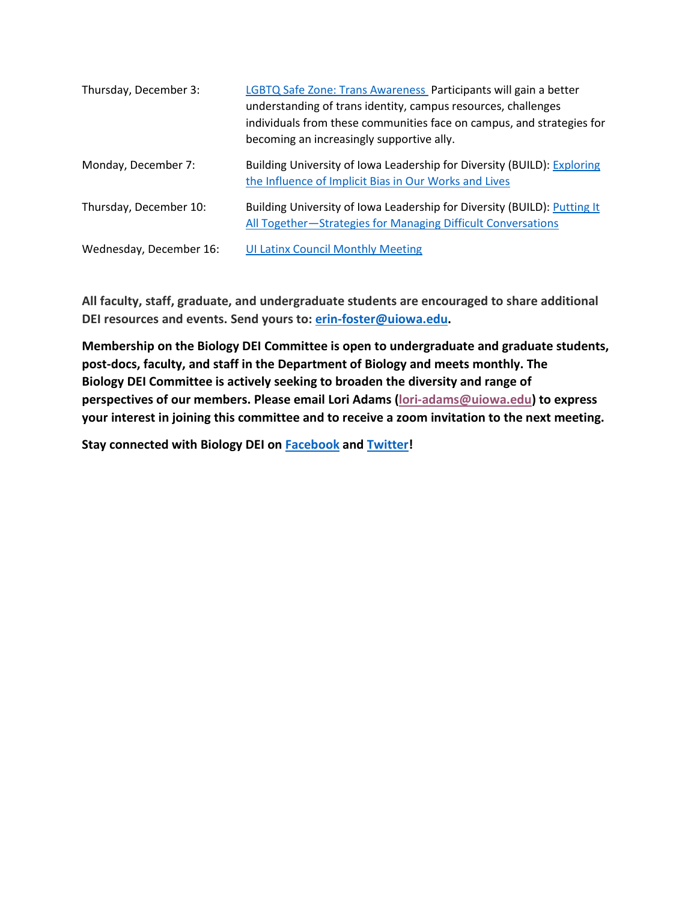| | |
|---|---|
| Thursday, December 3: | LGBTQ Safe Zone: Trans Awareness Participants will gain a better understanding of trans identity, campus resources, challenges individuals from these communities face on campus, and strategies for becoming an increasingly supportive ally. |
| Monday, December 7: | Building University of Iowa Leadership for Diversity (BUILD): Exploring the Influence of Implicit Bias in Our Works and Lives |
| Thursday, December 10: | Building University of Iowa Leadership for Diversity (BUILD): Putting It All Together—Strategies for Managing Difficult Conversations |
| Wednesday, December 16: | UI Latinx Council Monthly Meeting |

**All faculty, staff, graduate, and undergraduate students are encouraged to share additional DEI resources and events. Send yours to: erin-foster@uiowa.edu.**

**Membership on the Biology DEI Committee is open to undergraduate and graduate students, post-docs, faculty, and staff in the Department of Biology and meets monthly. The Biology DEI Committee is actively seeking to broaden the diversity and range of perspectives of our members. Please email Lori Adams (lori-adams@uiowa.edu) to express your interest in joining this committee and to receive a zoom invitation to the next meeting.**

**Stay connected with Biology DEI on Facebook and Twitter!**